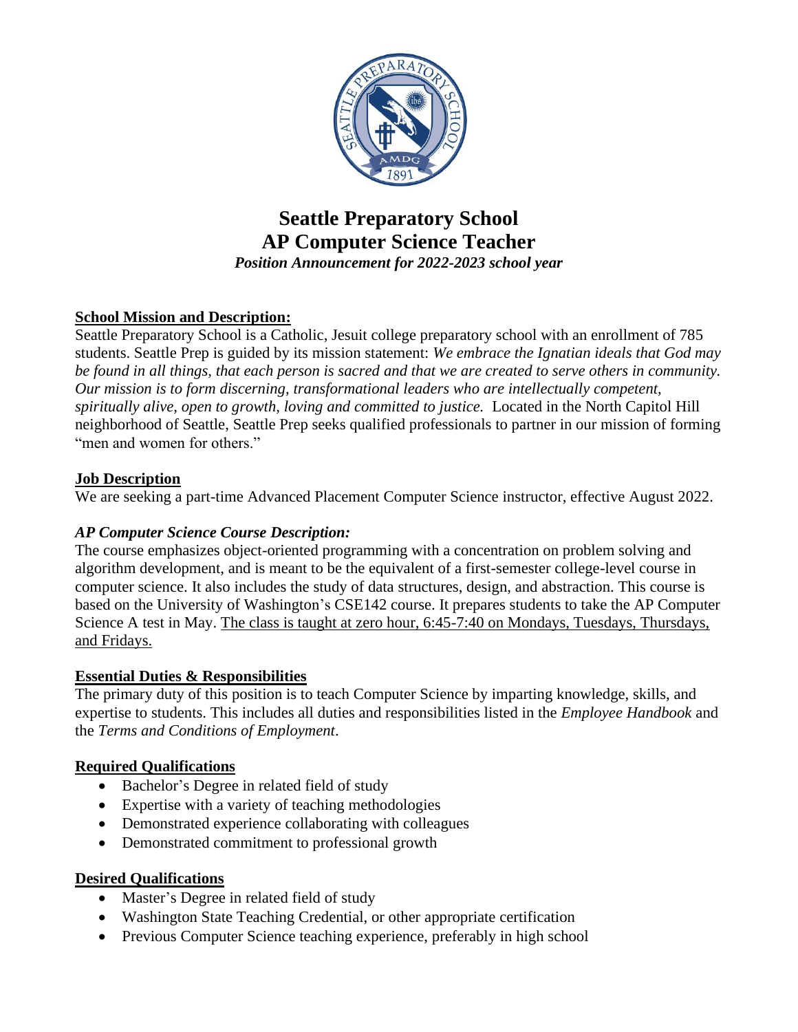# Seattle Preparatory School
# AP Computer Science Teacher

***Position Announcement for 2022-2023 school year***

## School Mission and Description:

Seattle Preparatory School is a Catholic, Jesuit college preparatory school with an enrollment of 785 students. Seattle Prep is guided by its mission statement: *We embrace the Ignatian ideals that God may be found in all things, that each person is sacred and that we are created to serve others in community. Our mission is to form discerning, transformational leaders who are intellectually competent, spiritually alive, open to growth, loving and committed to justice.* Located in the North Capitol Hill neighborhood of Seattle, Seattle Prep seeks qualified professionals to partner in our mission of forming "men and women for others."

## Job Description

We are seeking a part-time Advanced Placement Computer Science instructor, effective August 2022.

### *AP Computer Science Course Description:*

The course emphasizes object-oriented programming with a concentration on problem solving and algorithm development, and is meant to be the equivalent of a first-semester college-level course in computer science. It also includes the study of data structures, design, and abstraction. This course is based on the University of Washington's CSE142 course. It prepares students to take the AP Computer Science A test in May. The class is taught at zero hour, 6:45-7:40 on Mondays, Tuesdays, Thursdays, and Fridays.

## Essential Duties & Responsibilities

The primary duty of this position is to teach Computer Science by imparting knowledge, skills, and expertise to students. This includes all duties and responsibilities listed in the *Employee Handbook* and the *Terms and Conditions of Employment*.

## Required Qualifications

- Bachelor's Degree in related field of study
- Expertise with a variety of teaching methodologies
- Demonstrated experience collaborating with colleagues
- Demonstrated commitment to professional growth

## Desired Qualifications

- Master's Degree in related field of study
- Washington State Teaching Credential, or other appropriate certification
- Previous Computer Science teaching experience, preferably in high school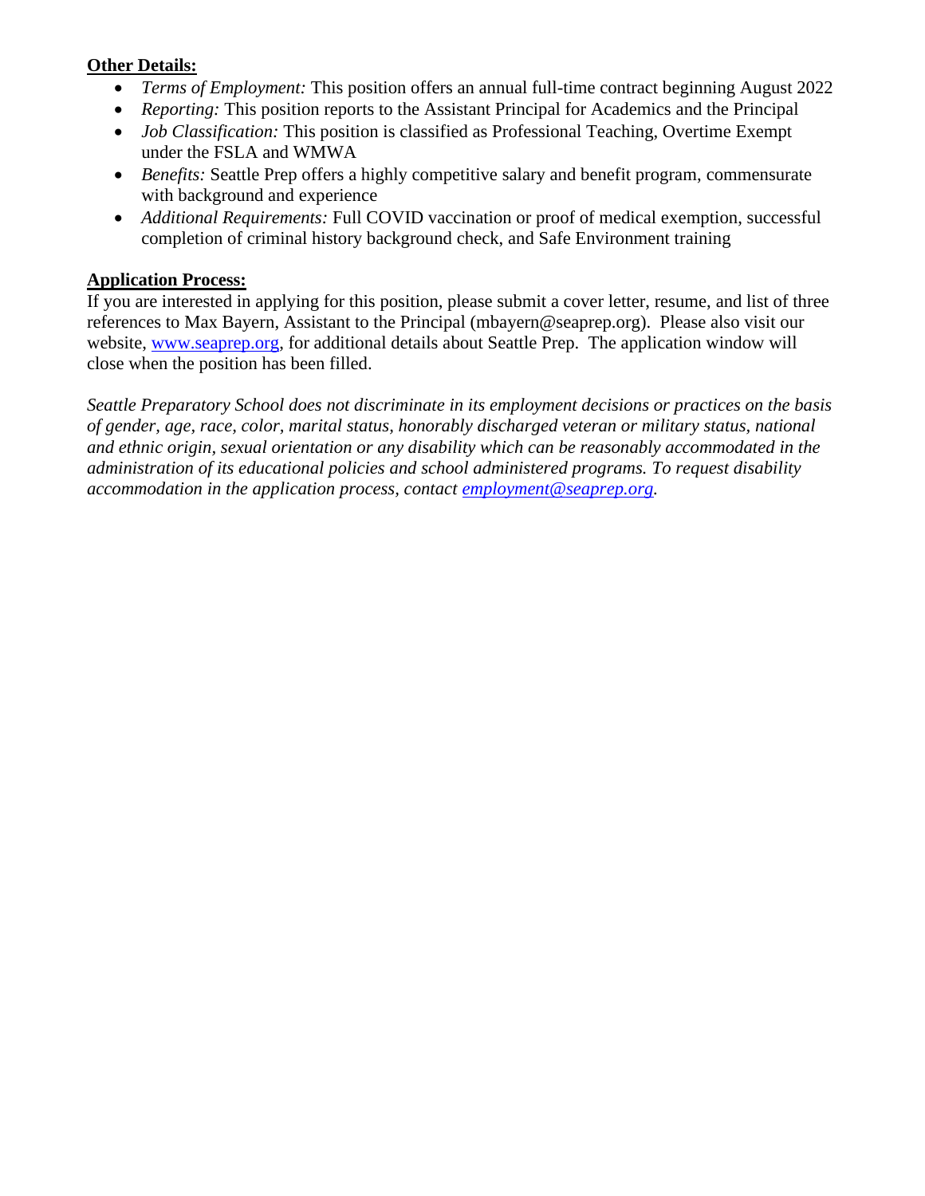**Other Details:**

- *Terms of Employment:* This position offers an annual full-time contract beginning August 2022
- *Reporting:* This position reports to the Assistant Principal for Academics and the Principal
- *Job Classification:* This position is classified as Professional Teaching, Overtime Exempt under the FSLA and WMWA
- *Benefits:* Seattle Prep offers a highly competitive salary and benefit program, commensurate with background and experience
- *Additional Requirements:* Full COVID vaccination or proof of medical exemption, successful completion of criminal history background check, and Safe Environment training

**Application Process:**

If you are interested in applying for this position, please submit a cover letter, resume, and list of three references to Max Bayern, Assistant to the Principal (mbayern@seaprep.org). Please also visit our website, [www.seaprep.org](http://www.seaprep.org), for additional details about Seattle Prep. The application window will close when the position has been filled.

*Seattle Preparatory School does not discriminate in its employment decisions or practices on the basis of gender, age, race, color, marital status, honorably discharged veteran or military status, national and ethnic origin, sexual orientation or any disability which can be reasonably accommodated in the administration of its educational policies and school administered programs. To request disability accommodation in the application process, contact [employment@seaprep.org](mailto:employment@seaprep.org).*